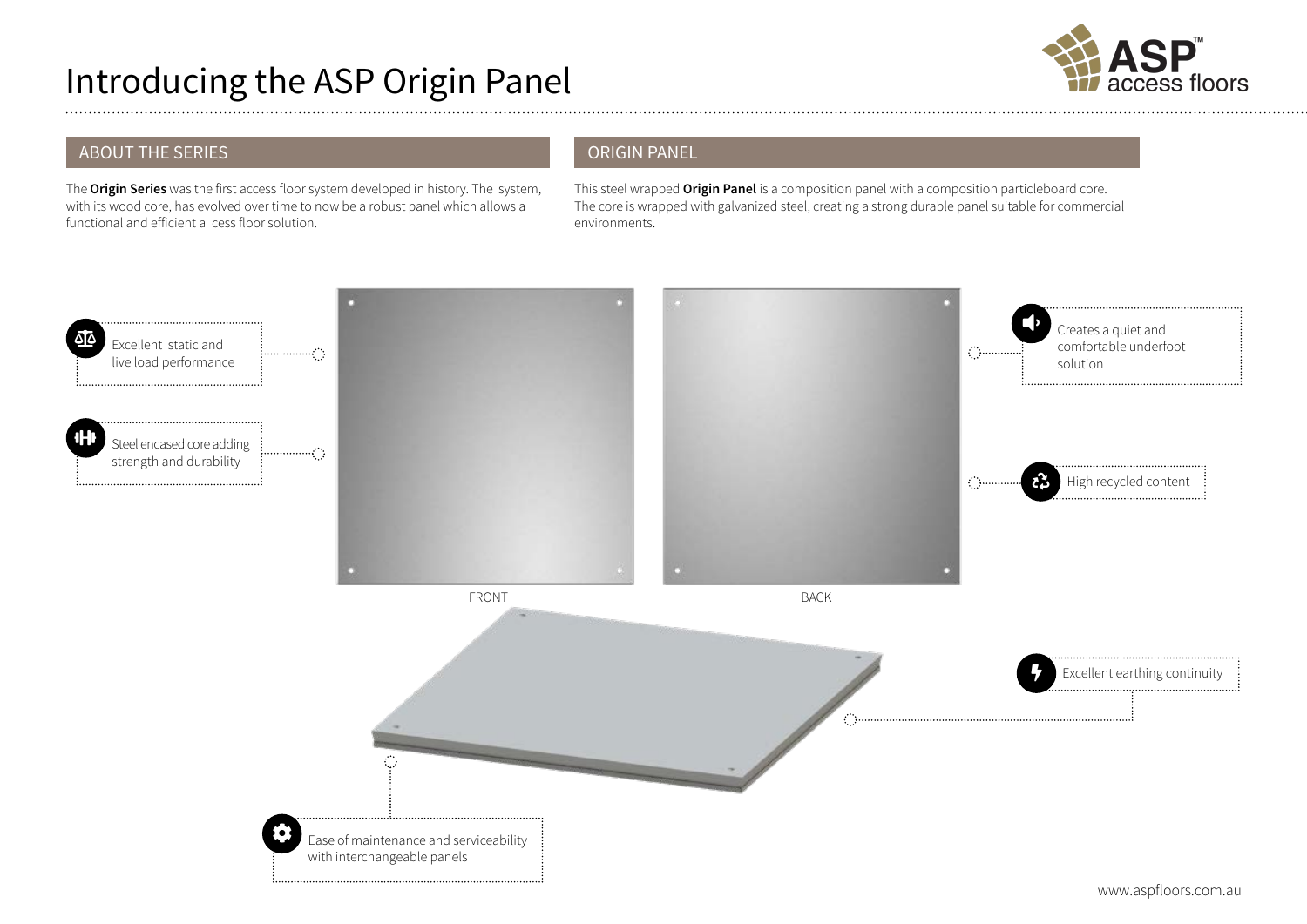# Introducing the ASP Origin Panel

## ABOUT THE SERIES

The **Origin Series** was the first access floor system developed in history. The system, with its wood core, has evolved over time to now be a robust panel which allows a functional and efficient a cess floor solution.

## ORIGIN PANEL

This steel wrapped **Origin Panel** is a composition panel with a composition particleboard core. The core is wrapped with galvanized steel, creating a strong durable panel suitable for commercial environments.

- Excellent static and live load performance
- Steel encased core adding strength and durability
- Creates a quiet and comfortable underfoot solution
- High recycled content
- Excellent earthing continuity
- Ease of maintenance and serviceability with interchangeable panels

FRONT

BACK

www.aspfloors.com.au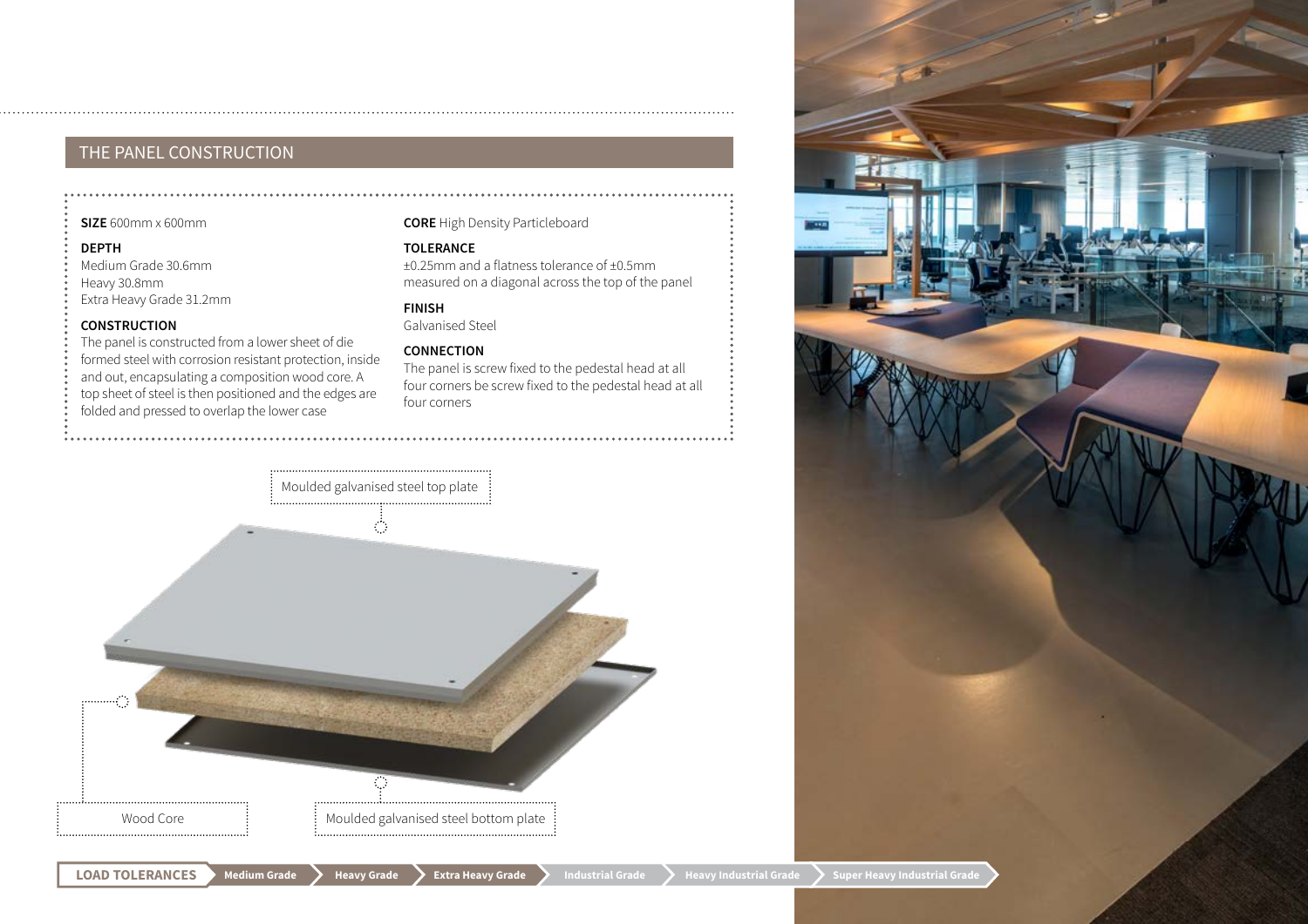## THE PANEL CONSTRUCTION

**SIZE** 600mm x 600mm

**DEPTH**
Medium Grade 30.6mm
Heavy 30.8mm
Extra Heavy Grade 31.2mm

**CONSTRUCTION**
The panel is constructed from a lower sheet of die formed steel with corrosion resistant protection, inside and out, encapsulating a composition wood core. A top sheet of steel is then positioned and the edges are folded and pressed to overlap the lower case

**CORE** High Density Particleboard

**TOLERANCE**
±0.25mm and a flatness tolerance of ±0.5mm measured on a diagonal across the top of the panel

**FINISH**
Galvanised Steel

**CONNECTION**
The panel is screw fixed to the pedestal head at all four corners be screw fixed to the pedestal head at all four corners

Moulded galvanised steel top plate

Wood Core

Moulded galvanised steel bottom plate

**LOAD TOLERANCES** | Medium Grade | Heavy Grade | Extra Heavy Grade | Industrial Grade | Heavy Industrial Grade | Super Heavy Industrial Grade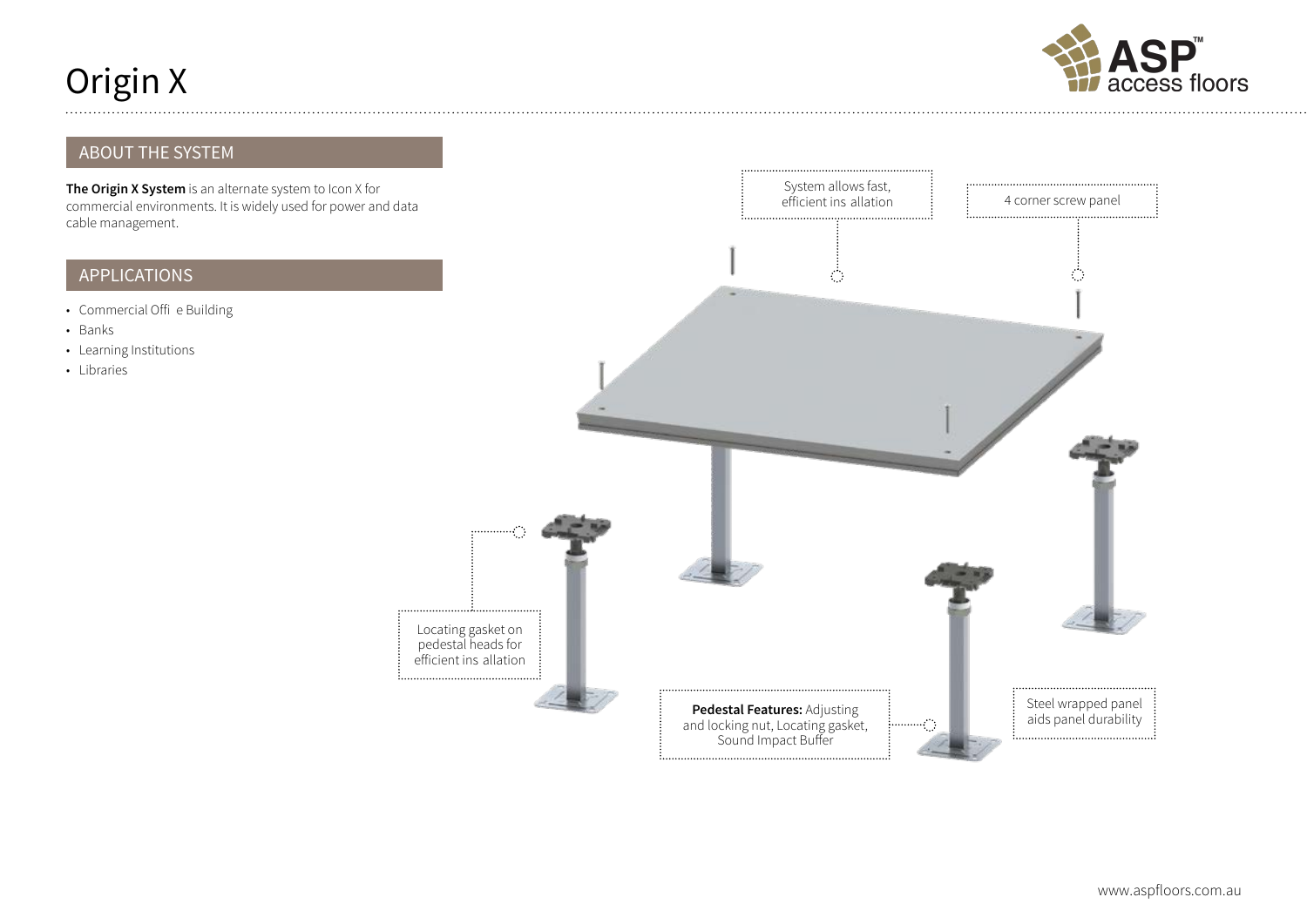# Origin X

## ABOUT THE SYSTEM

**The Origin X System** is an alternate system to Icon X for commercial environments. It is widely used for power and data cable management.

## APPLICATIONS

- Commercial Offi e Building
- Banks
- Learning Institutions
- Libraries

System allows fast, efficient ins allation

4 corner screw panel

Locating gasket on pedestal heads for efficient ins allation

**Pedestal Features:** Adjusting and locking nut, Locating gasket, Sound Impact Buffer

Steel wrapped panel aids panel durability

www.aspfloors.com.au